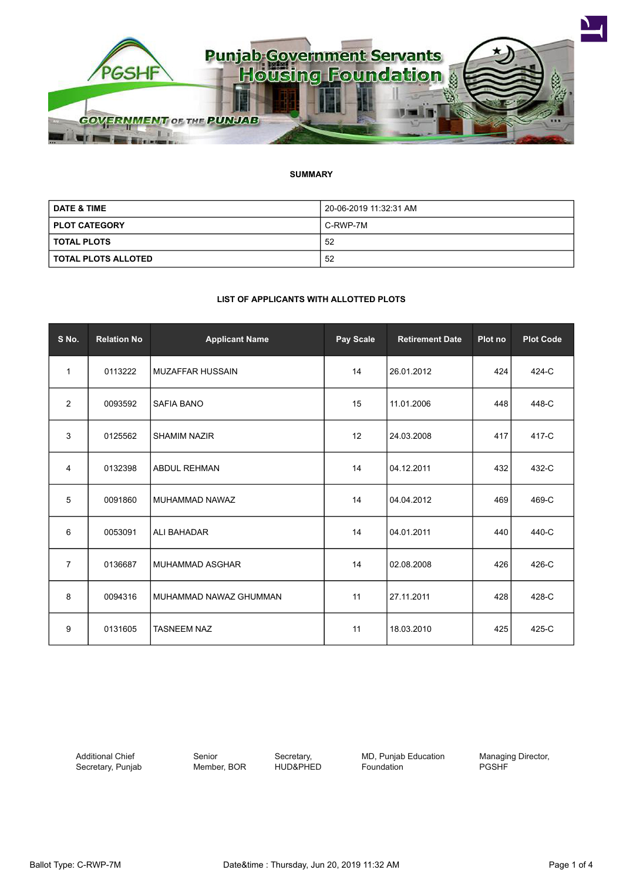Punjab Government Servants Housing Foundation

GOVERNMENT OF THE PUNJAB

### SUMMARY

| | |
|---|---|
| **DATE & TIME** | 20-06-2019 11:32:31 AM |
| **PLOT CATEGORY** | C-RWP-7M |
| **TOTAL PLOTS** | 52 |
| **TOTAL PLOTS ALLOTED** | 52 |

### LIST OF APPLICANTS WITH ALLOTTED PLOTS

| S No. | Relation No | Applicant Name | Pay Scale | Retirement Date | Plot no | Plot Code |
|---|---|---|---|---|---|---|
| 1 | 0113222 | MUZAFFAR HUSSAIN | 14 | 26.01.2012 | 424 | 424-C |
| 2 | 0093592 | SAFIA BANO | 15 | 11.01.2006 | 448 | 448-C |
| 3 | 0125562 | SHAMIM NAZIR | 12 | 24.03.2008 | 417 | 417-C |
| 4 | 0132398 | ABDUL REHMAN | 14 | 04.12.2011 | 432 | 432-C |
| 5 | 0091860 | MUHAMMAD NAWAZ | 14 | 04.04.2012 | 469 | 469-C |
| 6 | 0053091 | ALI BAHADAR | 14 | 04.01.2011 | 440 | 440-C |
| 7 | 0136687 | MUHAMMAD ASGHAR | 14 | 02.08.2008 | 426 | 426-C |
| 8 | 0094316 | MUHAMMAD NAWAZ GHUMMAN | 11 | 27.11.2011 | 428 | 428-C |
| 9 | 0131605 | TASNEEM NAZ | 11 | 18.03.2010 | 425 | 425-C |

Additional Chief Secretary, Punjab | Senior Member, BOR | Secretary, HUD&PHED | MD, Punjab Education Foundation | Managing Director, PGSHF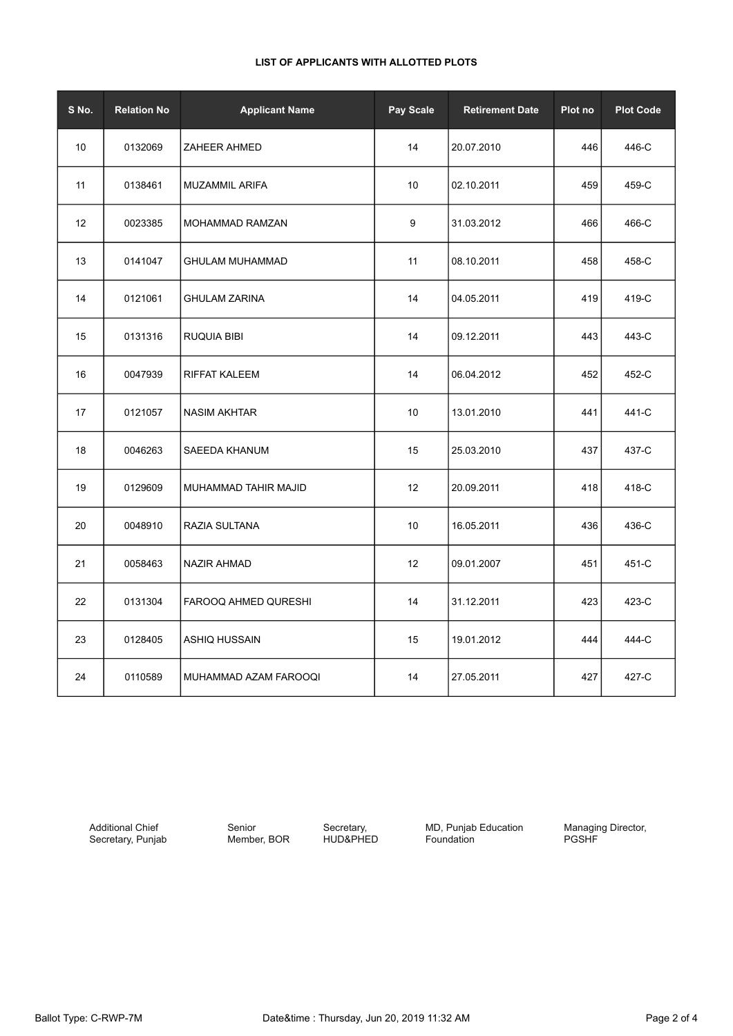**LIST OF APPLICANTS WITH ALLOTTED PLOTS**

| S No. | Relation No | Applicant Name | Pay Scale | Retirement Date | Plot no | Plot Code |
|---|---|---|---|---|---|---|
| 10 | 0132069 | ZAHEER AHMED | 14 | 20.07.2010 | 446 | 446-C |
| 11 | 0138461 | MUZAMMIL ARIFA | 10 | 02.10.2011 | 459 | 459-C |
| 12 | 0023385 | MOHAMMAD RAMZAN | 9 | 31.03.2012 | 466 | 466-C |
| 13 | 0141047 | GHULAM MUHAMMAD | 11 | 08.10.2011 | 458 | 458-C |
| 14 | 0121061 | GHULAM ZARINA | 14 | 04.05.2011 | 419 | 419-C |
| 15 | 0131316 | RUQUIA BIBI | 14 | 09.12.2011 | 443 | 443-C |
| 16 | 0047939 | RIFFAT KALEEM | 14 | 06.04.2012 | 452 | 452-C |
| 17 | 0121057 | NASIM AKHTAR | 10 | 13.01.2010 | 441 | 441-C |
| 18 | 0046263 | SAEEDA KHANUM | 15 | 25.03.2010 | 437 | 437-C |
| 19 | 0129609 | MUHAMMAD TAHIR MAJID | 12 | 20.09.2011 | 418 | 418-C |
| 20 | 0048910 | RAZIA SULTANA | 10 | 16.05.2011 | 436 | 436-C |
| 21 | 0058463 | NAZIR AHMAD | 12 | 09.01.2007 | 451 | 451-C |
| 22 | 0131304 | FAROOQ AHMED QURESHI | 14 | 31.12.2011 | 423 | 423-C |
| 23 | 0128405 | ASHIQ HUSSAIN | 15 | 19.01.2012 | 444 | 444-C |
| 24 | 0110589 | MUHAMMAD AZAM FAROOQI | 14 | 27.05.2011 | 427 | 427-C |

Additional Chief Secretary, Punjab

Senior Member, BOR

Secretary, HUD&PHED

MD, Punjab Education Foundation

Managing Director, PGSHF

Ballot Type: C-RWP-7M

Date&time : Thursday, Jun 20, 2019 11:32 AM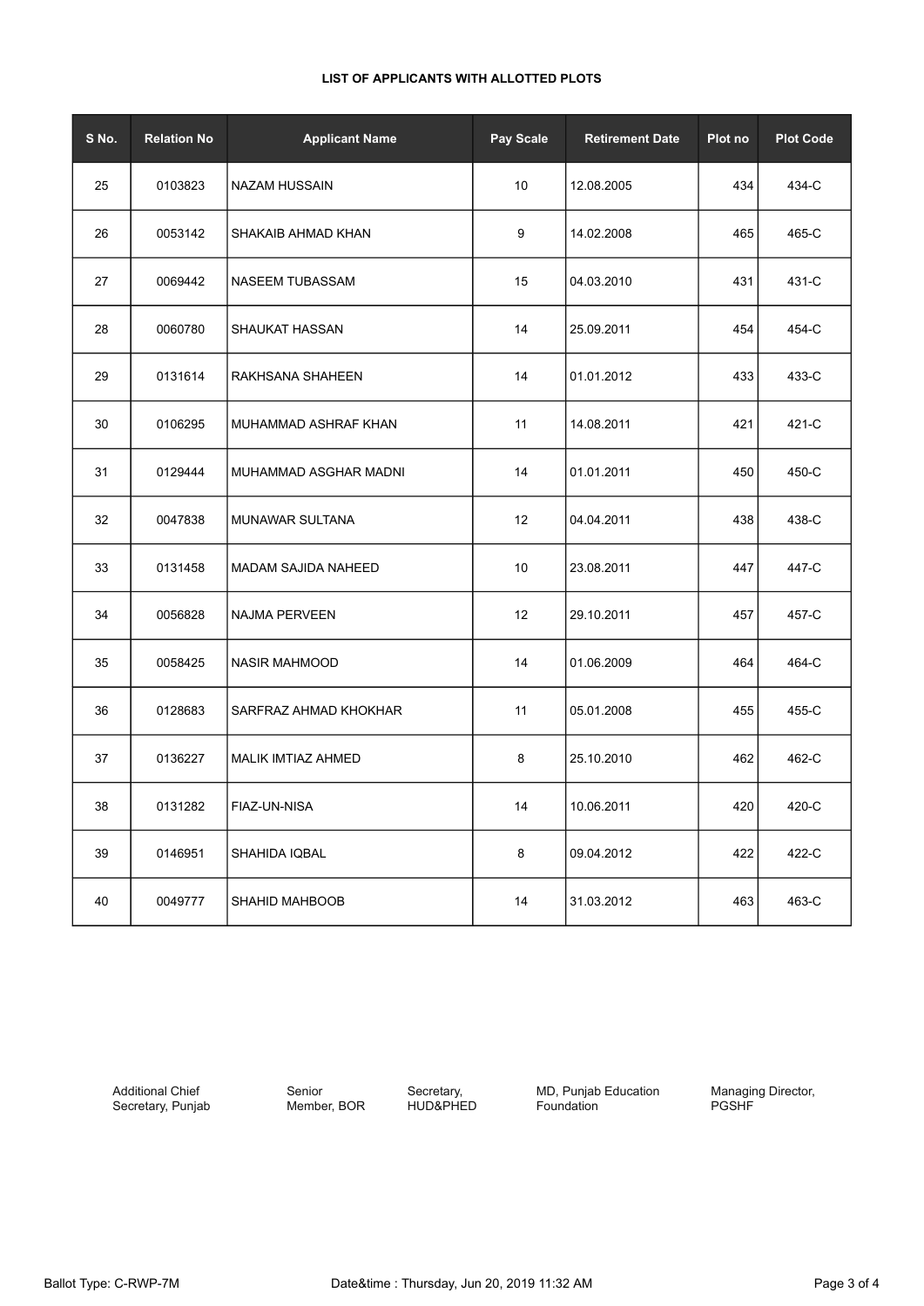**LIST OF APPLICANTS WITH ALLOTTED PLOTS**

| S No. | Relation No | Applicant Name | Pay Scale | Retirement Date | Plot no | Plot Code |
|---|---|---|---|---|---|---|
| 25 | 0103823 | NAZAM HUSSAIN | 10 | 12.08.2005 | 434 | 434-C |
| 26 | 0053142 | SHAKAIB AHMAD KHAN | 9 | 14.02.2008 | 465 | 465-C |
| 27 | 0069442 | NASEEM TUBASSAM | 15 | 04.03.2010 | 431 | 431-C |
| 28 | 0060780 | SHAUKAT HASSAN | 14 | 25.09.2011 | 454 | 454-C |
| 29 | 0131614 | RAKHSANA SHAHEEN | 14 | 01.01.2012 | 433 | 433-C |
| 30 | 0106295 | MUHAMMAD ASHRAF KHAN | 11 | 14.08.2011 | 421 | 421-C |
| 31 | 0129444 | MUHAMMAD ASGHAR MADNI | 14 | 01.01.2011 | 450 | 450-C |
| 32 | 0047838 | MUNAWAR SULTANA | 12 | 04.04.2011 | 438 | 438-C |
| 33 | 0131458 | MADAM SAJIDA NAHEED | 10 | 23.08.2011 | 447 | 447-C |
| 34 | 0056828 | NAJMA PERVEEN | 12 | 29.10.2011 | 457 | 457-C |
| 35 | 0058425 | NASIR MAHMOOD | 14 | 01.06.2009 | 464 | 464-C |
| 36 | 0128683 | SARFRAZ AHMAD KHOKHAR | 11 | 05.01.2008 | 455 | 455-C |
| 37 | 0136227 | MALIK IMTIAZ AHMED | 8 | 25.10.2010 | 462 | 462-C |
| 38 | 0131282 | FIAZ-UN-NISA | 14 | 10.06.2011 | 420 | 420-C |
| 39 | 0146951 | SHAHIDA IQBAL | 8 | 09.04.2012 | 422 | 422-C |
| 40 | 0049777 | SHAHID MAHBOOB | 14 | 31.03.2012 | 463 | 463-C |

Additional Chief Secretary, Punjab

Senior Member, BOR

Secretary, HUD&PHED

MD, Punjab Education Foundation

Managing Director, PGSHF

Ballot Type: C-RWP-7M

Date&time : Thursday, Jun 20, 2019 11:32 AM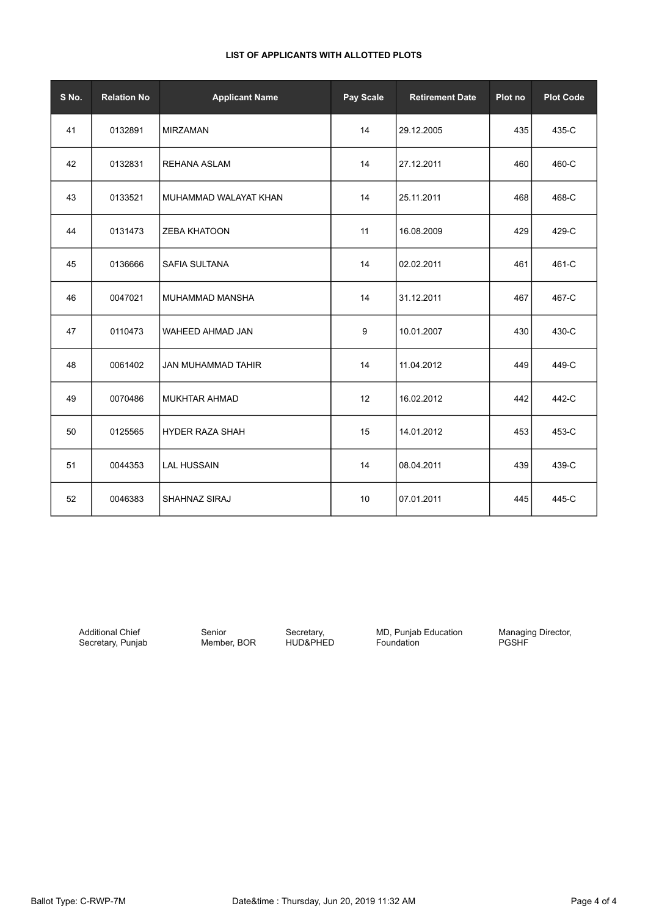**LIST OF APPLICANTS WITH ALLOTTED PLOTS**

| S No. | Relation No | Applicant Name | Pay Scale | Retirement Date | Plot no | Plot Code |
|---|---|---|---|---|---|---|
| 41 | 0132891 | MIRZAMAN | 14 | 29.12.2005 | 435 | 435-C |
| 42 | 0132831 | REHANA ASLAM | 14 | 27.12.2011 | 460 | 460-C |
| 43 | 0133521 | MUHAMMAD WALAYAT KHAN | 14 | 25.11.2011 | 468 | 468-C |
| 44 | 0131473 | ZEBA KHATOON | 11 | 16.08.2009 | 429 | 429-C |
| 45 | 0136666 | SAFIA SULTANA | 14 | 02.02.2011 | 461 | 461-C |
| 46 | 0047021 | MUHAMMAD MANSHA | 14 | 31.12.2011 | 467 | 467-C |
| 47 | 0110473 | WAHEED AHMAD JAN | 9 | 10.01.2007 | 430 | 430-C |
| 48 | 0061402 | JAN MUHAMMAD TAHIR | 14 | 11.04.2012 | 449 | 449-C |
| 49 | 0070486 | MUKHTAR AHMAD | 12 | 16.02.2012 | 442 | 442-C |
| 50 | 0125565 | HYDER RAZA SHAH | 15 | 14.01.2012 | 453 | 453-C |
| 51 | 0044353 | LAL HUSSAIN | 14 | 08.04.2011 | 439 | 439-C |
| 52 | 0046383 | SHAHNAZ SIRAJ | 10 | 07.01.2011 | 445 | 445-C |

Additional Chief Secretary, Punjab

Senior Member, BOR

Secretary, HUD&PHED

MD, Punjab Education Foundation

Managing Director, PGSHF

Ballot Type: C-RWP-7M

Date&time : Thursday, Jun 20, 2019 11:32 AM